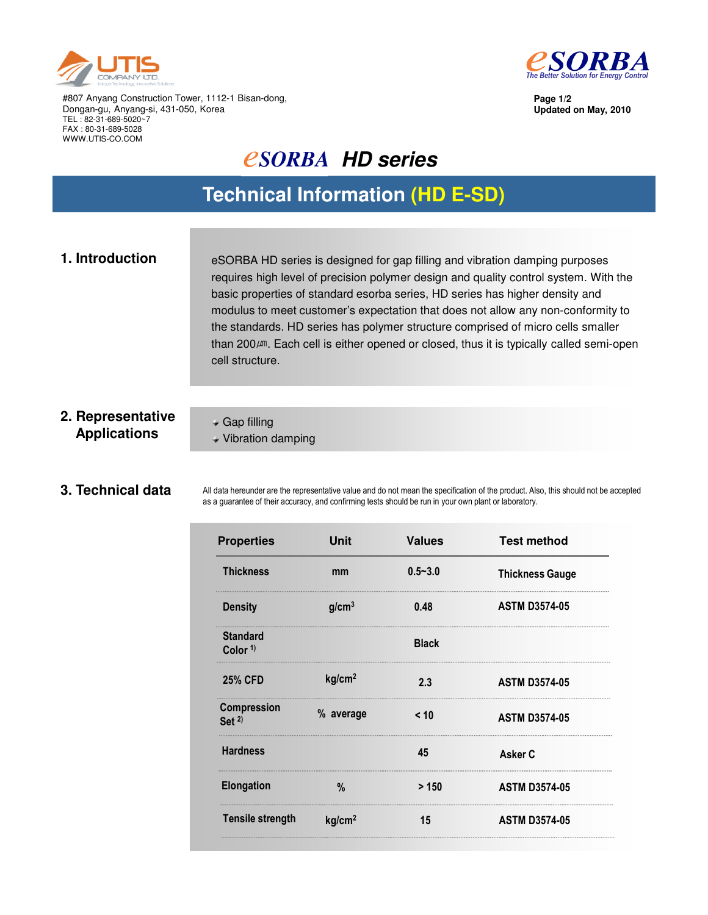#807 Anyang Construction Tower, 1112-1 Bisan-dong,
Dongan-gu, Anyang-si, 431-050, Korea
TEL : 82-31-689-5020~7
FAX : 80-31-689-5028
WWW.UTIS-CO.COM

Updated on May, 2010

# eSORBA HD series

## Technical Information (HD E-SD)

### 1. Introduction

eSORBA HD series is designed for gap filling and vibration damping purposes requires high level of precision polymer design and quality control system. With the basic properties of standard esorba series, HD series has higher density and modulus to meet customer's expectation that does not allow any non-conformity to the standards. HD series has polymer structure comprised of micro cells smaller than 200㎛. Each cell is either opened or closed, thus it is typically called semi-open cell structure.

### 2. Representative Applications

- Gap filling
- Vibration damping

### 3. Technical data

All data hereunder are the representative value and do not mean the specification of the product. Also, this should not be accepted as a guarantee of their accuracy, and confirming tests should be run in your own plant or laboratory.

| Properties | Unit | Values | Test method |
|---|---|---|---|
| Thickness | mm | 0.5~3.0 | Thickness Gauge |
| Density | $g/cm^3$ | 0.48 | ASTM D3574-05 |
| Standard Color [1] | | Black | |
| 25% CFD | $kg/cm^2$ | 2.3 | ASTM D3574-05 |
| Compression Set [2] | % average | < 10 | ASTM D3574-05 |
| Hardness | | 45 | Asker C |
| Elongation | % | > 150 | ASTM D3574-05 |
| Tensile strength | $kg/cm^2$ | 15 | ASTM D3574-05 |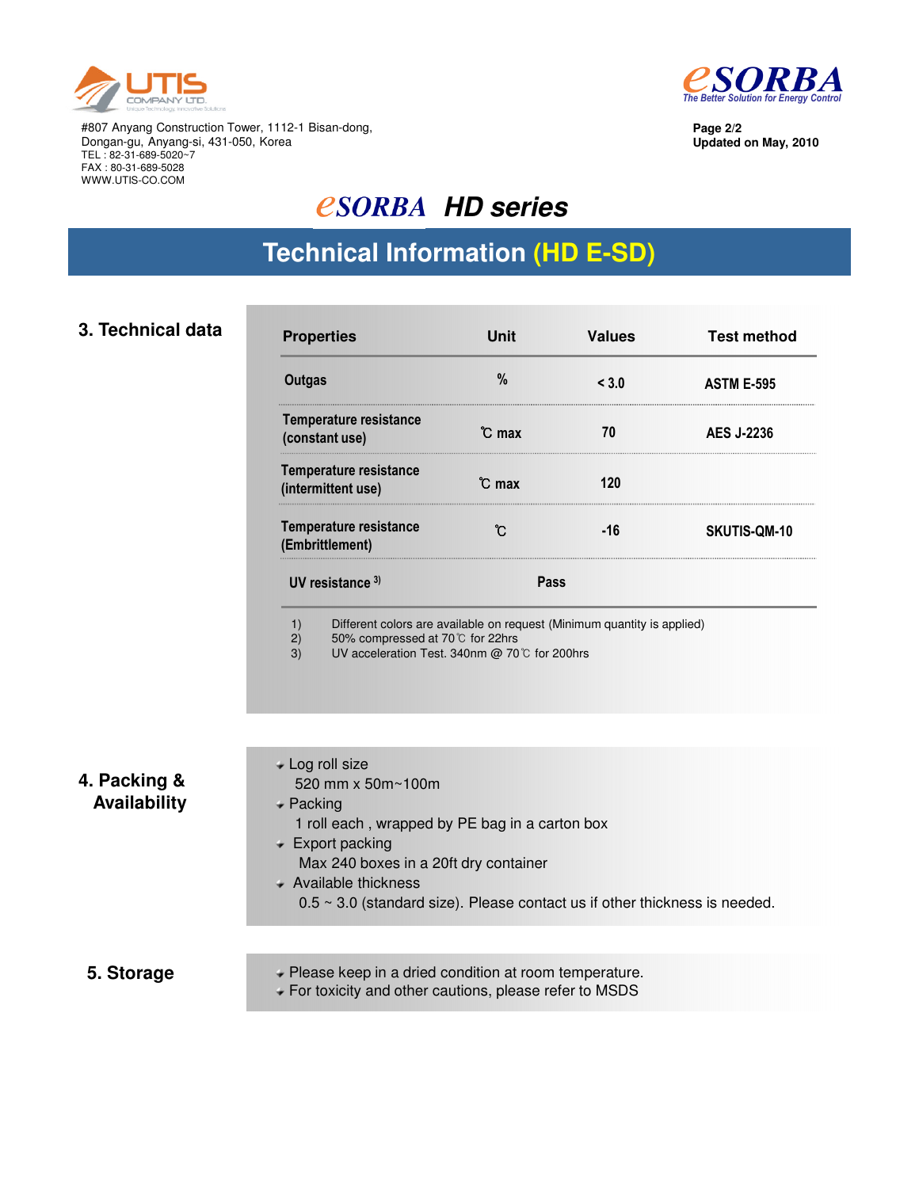#807 Anyang Construction Tower, 1112-1 Bisan-dong,
Dongan-gu, Anyang-si, 431-050, Korea
TEL : 82-31-689-5020~7
FAX : 80-31-689-5028
WWW.UTIS-CO.COM

**Page 2/2**
**Updated on May, 2010**

# eSORBA HD series

## Technical Information (HD E-SD)

### 3. Technical data

| Properties | Unit | Values | Test method |
|---|---|---|---|
| Outgas | % | < 3.0 | ASTM E-595 |
| Temperature resistance (constant use) | ℃ max | 70 | AES J-2236 |
| Temperature resistance (intermittent use) | ℃ max | 120 | |
| Temperature resistance (Embrittlement) | ℃ | -16 | SKUTIS-QM-10 |
| UV resistance [3] | | Pass | |

1) Different colors are available on request (Minimum quantity is applied)
2) 50% compressed at 70℃ for 22hrs
3) UV acceleration Test. 340nm @ 70℃ for 200hrs

### 4. Packing & Availability

- Log roll size
  520 mm x 50m~100m
- Packing
  1 roll each , wrapped by PE bag in a carton box
- Export packing
  Max 240 boxes in a 20ft dry container
- Available thickness
  0.5 ~ 3.0 (standard size). Please contact us if other thickness is needed.

### 5. Storage

- Please keep in a dried condition at room temperature.
- For toxicity and other cautions, please refer to MSDS